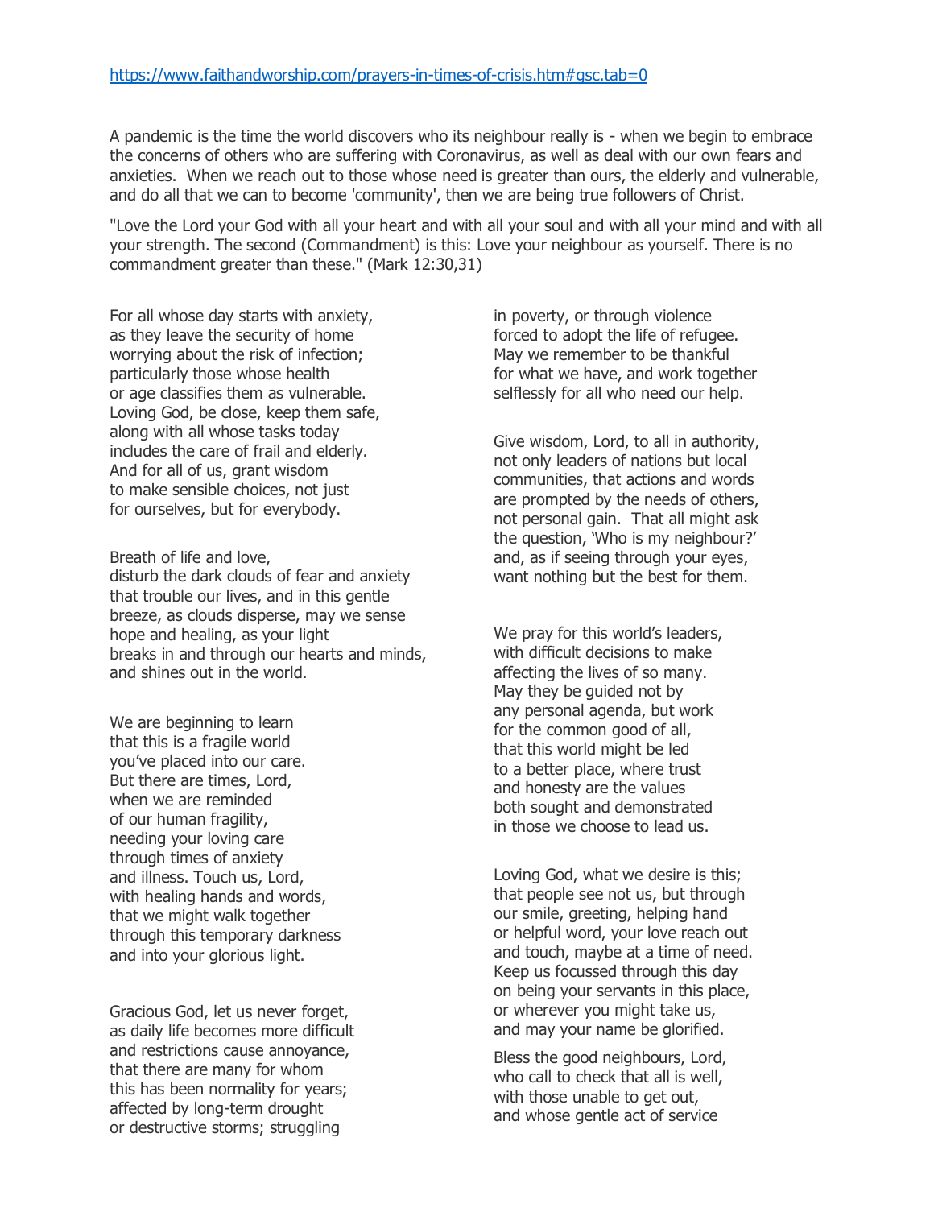https://www.faithandworship.com/prayers-in-times-of-crisis.htm#gsc.tab=0

A pandemic is the time the world discovers who its neighbour really is - when we begin to embrace the concerns of others who are suffering with Coronavirus, as well as deal with our own fears and anxieties. When we reach out to those whose need is greater than ours, the elderly and vulnerable, and do all that we can to become 'community', then we are being true followers of Christ.

"Love the Lord your God with all your heart and with all your soul and with all your mind and with all your strength. The second (Commandment) is this: Love your neighbour as yourself. There is no commandment greater than these." (Mark 12:30,31)

For all whose day starts with anxiety,
as they leave the security of home
worrying about the risk of infection;
particularly those whose health
or age classifies them as vulnerable.
Loving God, be close, keep them safe,
along with all whose tasks today
includes the care of frail and elderly.
And for all of us, grant wisdom
to make sensible choices, not just
for ourselves, but for everybody.

Breath of life and love,
disturb the dark clouds of fear and anxiety
that trouble our lives, and in this gentle
breeze, as clouds disperse, may we sense
hope and healing, as your light
breaks in and through our hearts and minds,
and shines out in the world.

We are beginning to learn
that this is a fragile world
you've placed into our care.
But there are times, Lord,
when we are reminded
of our human fragility,
needing your loving care
through times of anxiety
and illness. Touch us, Lord,
with healing hands and words,
that we might walk together
through this temporary darkness
and into your glorious light.

Gracious God, let us never forget,
as daily life becomes more difficult
and restrictions cause annoyance,
that there are many for whom
this has been normality for years;
affected by long-term drought
or destructive storms; struggling
in poverty, or through violence
forced to adopt the life of refugee.
May we remember to be thankful
for what we have, and work together
selflessly for all who need our help.

Give wisdom, Lord, to all in authority,
not only leaders of nations but local
communities, that actions and words
are prompted by the needs of others,
not personal gain. That all might ask
the question, 'Who is my neighbour?'
and, as if seeing through your eyes,
want nothing but the best for them.

We pray for this world's leaders,
with difficult decisions to make
affecting the lives of so many.
May they be guided not by
any personal agenda, but work
for the common good of all,
that this world might be led
to a better place, where trust
and honesty are the values
both sought and demonstrated
in those we choose to lead us.

Loving God, what we desire is this;
that people see not us, but through
our smile, greeting, helping hand
or helpful word, your love reach out
and touch, maybe at a time of need.
Keep us focussed through this day
on being your servants in this place,
or wherever you might take us,
and may your name be glorified.

Bless the good neighbours, Lord,
who call to check that all is well,
with those unable to get out,
and whose gentle act of service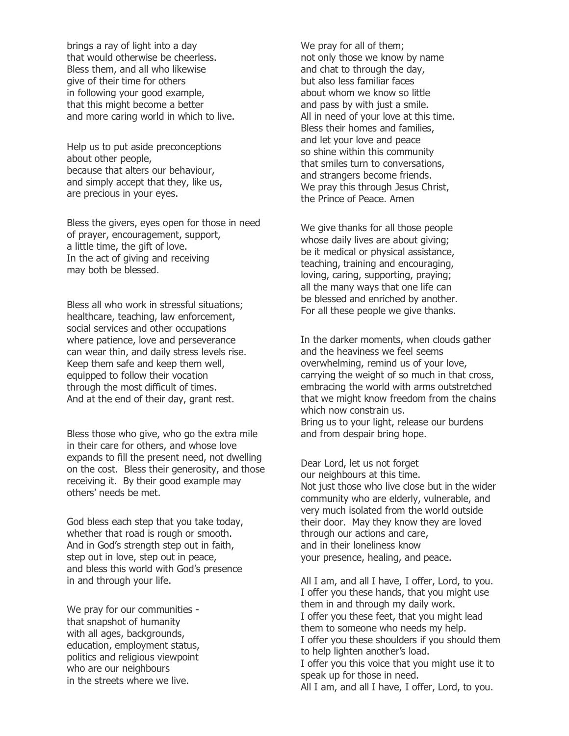brings a ray of light into a day
that would otherwise be cheerless.
Bless them, and all who likewise
give of their time for others
in following your good example,
that this might become a better
and more caring world in which to live.

Help us to put aside preconceptions
about other people,
because that alters our behaviour,
and simply accept that they, like us,
are precious in your eyes.

Bless the givers, eyes open for those in need
of prayer, encouragement, support,
a little time, the gift of love.
In the act of giving and receiving
may both be blessed.

Bless all who work in stressful situations;
healthcare, teaching, law enforcement,
social services and other occupations
where patience, love and perseverance
can wear thin, and daily stress levels rise.
Keep them safe and keep them well,
equipped to follow their vocation
through the most difficult of times.
And at the end of their day, grant rest.

Bless those who give, who go the extra mile
in their care for others, and whose love
expands to fill the present need, not dwelling
on the cost. Bless their generosity, and those
receiving it. By their good example may
others' needs be met.

God bless each step that you take today,
whether that road is rough or smooth.
And in God's strength step out in faith,
step out in love, step out in peace,
and bless this world with God's presence
in and through your life.

We pray for our communities -
that snapshot of humanity
with all ages, backgrounds,
education, employment status,
politics and religious viewpoint
who are our neighbours
in the streets where we live.

We pray for all of them;
not only those we know by name
and chat to through the day,
but also less familiar faces
about whom we know so little
and pass by with just a smile.
All in need of your love at this time.
Bless their homes and families,
and let your love and peace
so shine within this community
that smiles turn to conversations,
and strangers become friends.
We pray this through Jesus Christ,
the Prince of Peace. Amen

We give thanks for all those people
whose daily lives are about giving;
be it medical or physical assistance,
teaching, training and encouraging,
loving, caring, supporting, praying;
all the many ways that one life can
be blessed and enriched by another.
For all these people we give thanks.

In the darker moments, when clouds gather
and the heaviness we feel seems
overwhelming, remind us of your love,
carrying the weight of so much in that cross,
embracing the world with arms outstretched
that we might know freedom from the chains
which now constrain us.
Bring us to your light, release our burdens
and from despair bring hope.

Dear Lord, let us not forget
our neighbours at this time.
Not just those who live close but in the wider
community who are elderly, vulnerable, and
very much isolated from the world outside
their door. May they know they are loved
through our actions and care,
and in their loneliness know
your presence, healing, and peace.

All I am, and all I have, I offer, Lord, to you.
I offer you these hands, that you might use
them in and through my daily work.
I offer you these feet, that you might lead
them to someone who needs my help.
I offer you these shoulders if you should them
to help lighten another's load.
I offer you this voice that you might use it to
speak up for those in need.
All I am, and all I have, I offer, Lord, to you.